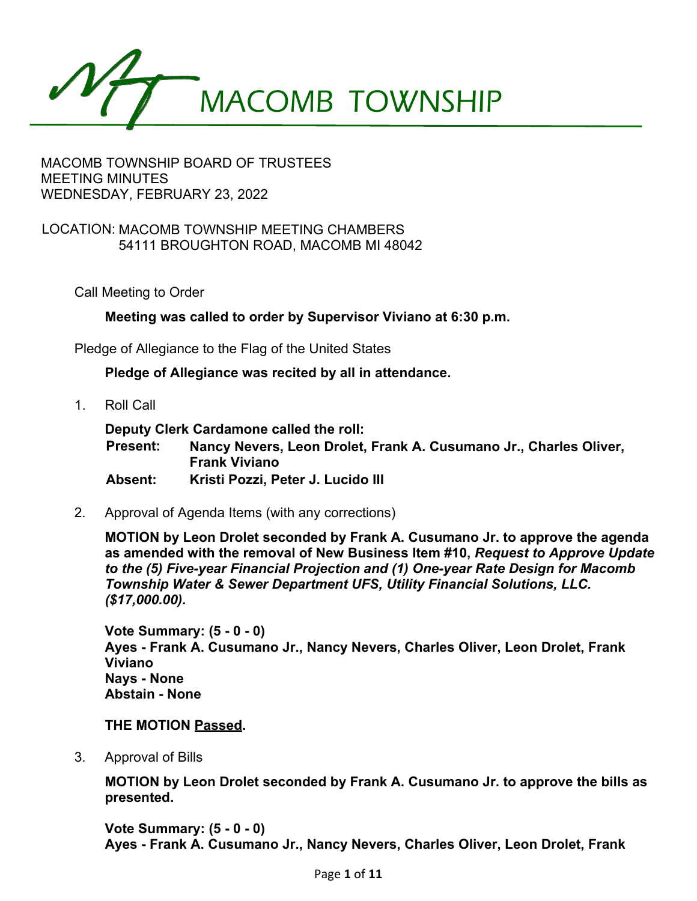# MACOMB TOWNSHIP

MACOMB TOWNSHIP BOARD OF TRUSTEES
MEETING MINUTES
WEDNESDAY, FEBRUARY 23, 2022

LOCATION: MACOMB TOWNSHIP MEETING CHAMBERS
54111 BROUGHTON ROAD, MACOMB MI 48042

Call Meeting to Order

**Meeting was called to order by Supervisor Viviano at 6:30 p.m.**

Pledge of Allegiance to the Flag of the United States

**Pledge of Allegiance was recited by all in attendance.**

1. Roll Call

   **Deputy Clerk Cardamone called the roll:**
   **Present: Nancy Nevers, Leon Drolet, Frank A. Cusumano Jr., Charles Oliver, Frank Viviano**
   **Absent: Kristi Pozzi, Peter J. Lucido III**

2. Approval of Agenda Items (with any corrections)

   **MOTION by Leon Drolet seconded by Frank A. Cusumano Jr. to approve the agenda as amended with the removal of New Business Item #10, *Request to Approve Update to the (5) Five-year Financial Projection and (1) One-year Rate Design for Macomb Township Water & Sewer Department UFS, Utility Financial Solutions, LLC. ($17,000.00).***

   **Vote Summary: (5 - 0 - 0)**
   **Ayes - Frank A. Cusumano Jr., Nancy Nevers, Charles Oliver, Leon Drolet, Frank Viviano**
   **Nays - None**
   **Abstain - None**

   **THE MOTION Passed.**

3. Approval of Bills

   **MOTION by Leon Drolet seconded by Frank A. Cusumano Jr. to approve the bills as presented.**

   **Vote Summary: (5 - 0 - 0)**
   **Ayes - Frank A. Cusumano Jr., Nancy Nevers, Charles Oliver, Leon Drolet, Frank**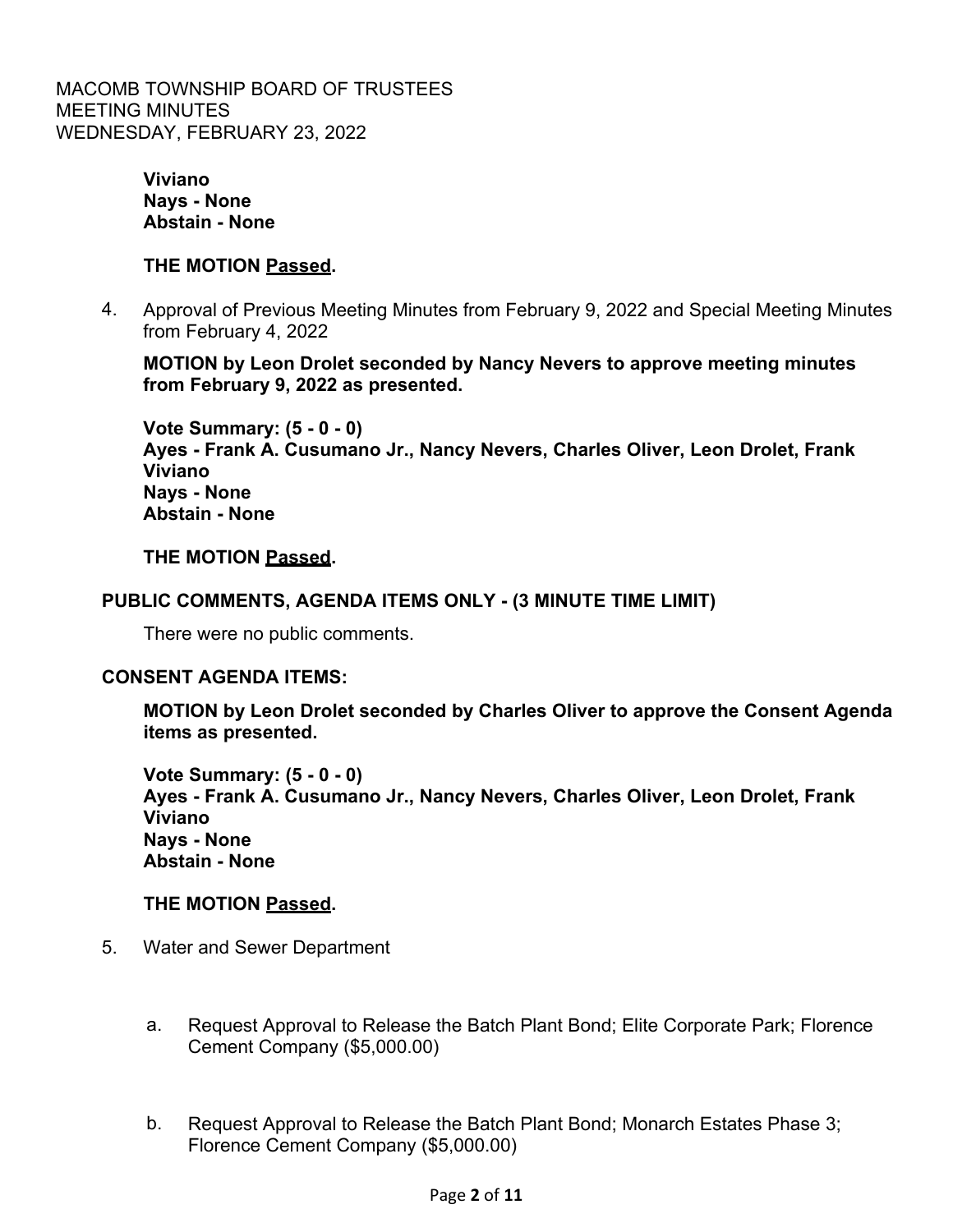**Viviano**
**Nays - None**
**Abstain - None**

**THE MOTION Passed.**

4. Approval of Previous Meeting Minutes from February 9, 2022 and Special Meeting Minutes from February 4, 2022

   **MOTION by Leon Drolet seconded by Nancy Nevers to approve meeting minutes from February 9, 2022 as presented.**

   **Vote Summary: (5 - 0 - 0)**
   **Ayes - Frank A. Cusumano Jr., Nancy Nevers, Charles Oliver, Leon Drolet, Frank Viviano**
   **Nays - None**
   **Abstain - None**

   **THE MOTION Passed.**

**PUBLIC COMMENTS, AGENDA ITEMS ONLY - (3 MINUTE TIME LIMIT)**

There were no public comments.

**CONSENT AGENDA ITEMS:**

**MOTION by Leon Drolet seconded by Charles Oliver to approve the Consent Agenda items as presented.**

**Vote Summary: (5 - 0 - 0)**
**Ayes - Frank A. Cusumano Jr., Nancy Nevers, Charles Oliver, Leon Drolet, Frank Viviano**
**Nays - None**
**Abstain - None**

**THE MOTION Passed.**

5. Water and Sewer Department

   a. Request Approval to Release the Batch Plant Bond; Elite Corporate Park; Florence Cement Company ($5,000.00)

   b. Request Approval to Release the Batch Plant Bond; Monarch Estates Phase 3; Florence Cement Company ($5,000.00)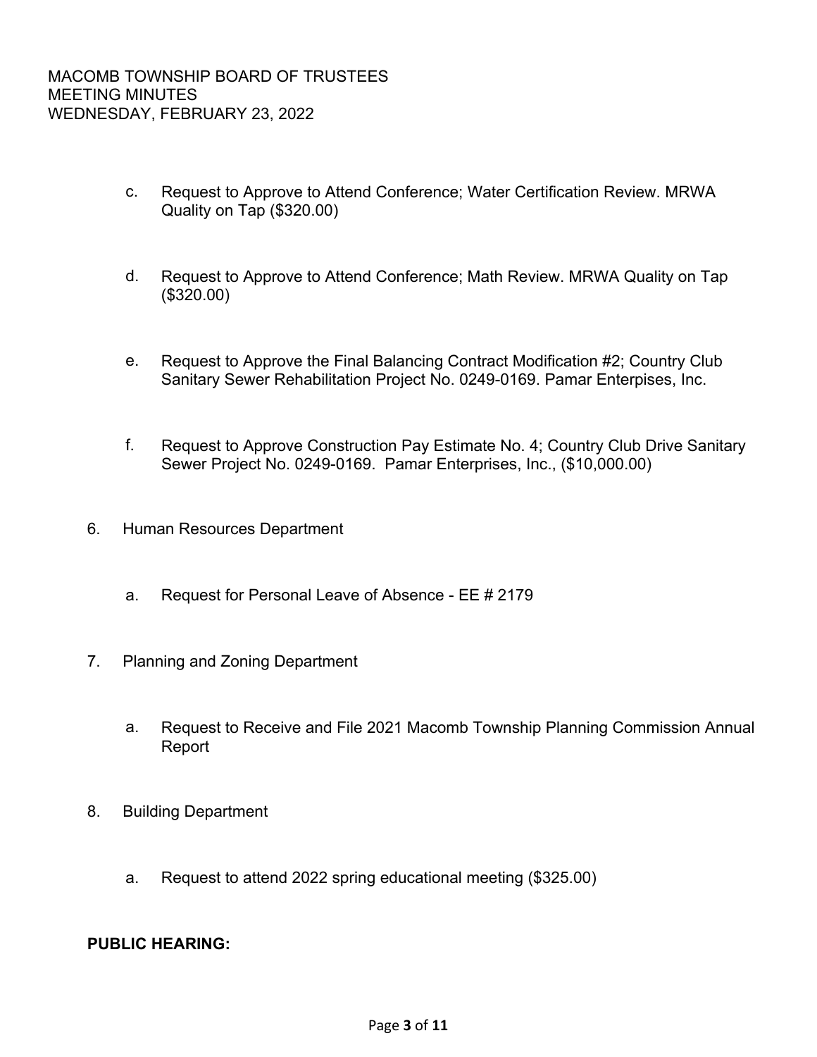c. Request to Approve to Attend Conference; Water Certification Review. MRWA Quality on Tap ($320.00)

d. Request to Approve to Attend Conference; Math Review. MRWA Quality on Tap ($320.00)

e. Request to Approve the Final Balancing Contract Modification #2; Country Club Sanitary Sewer Rehabilitation Project No. 0249-0169. Pamar Enterpises, Inc.

f. Request to Approve Construction Pay Estimate No. 4; Country Club Drive Sanitary Sewer Project No. 0249-0169. Pamar Enterprises, Inc., ($10,000.00)

6. Human Resources Department

   a. Request for Personal Leave of Absence - EE # 2179

7. Planning and Zoning Department

   a. Request to Receive and File 2021 Macomb Township Planning Commission Annual Report

8. Building Department

   a. Request to attend 2022 spring educational meeting ($325.00)

**PUBLIC HEARING:**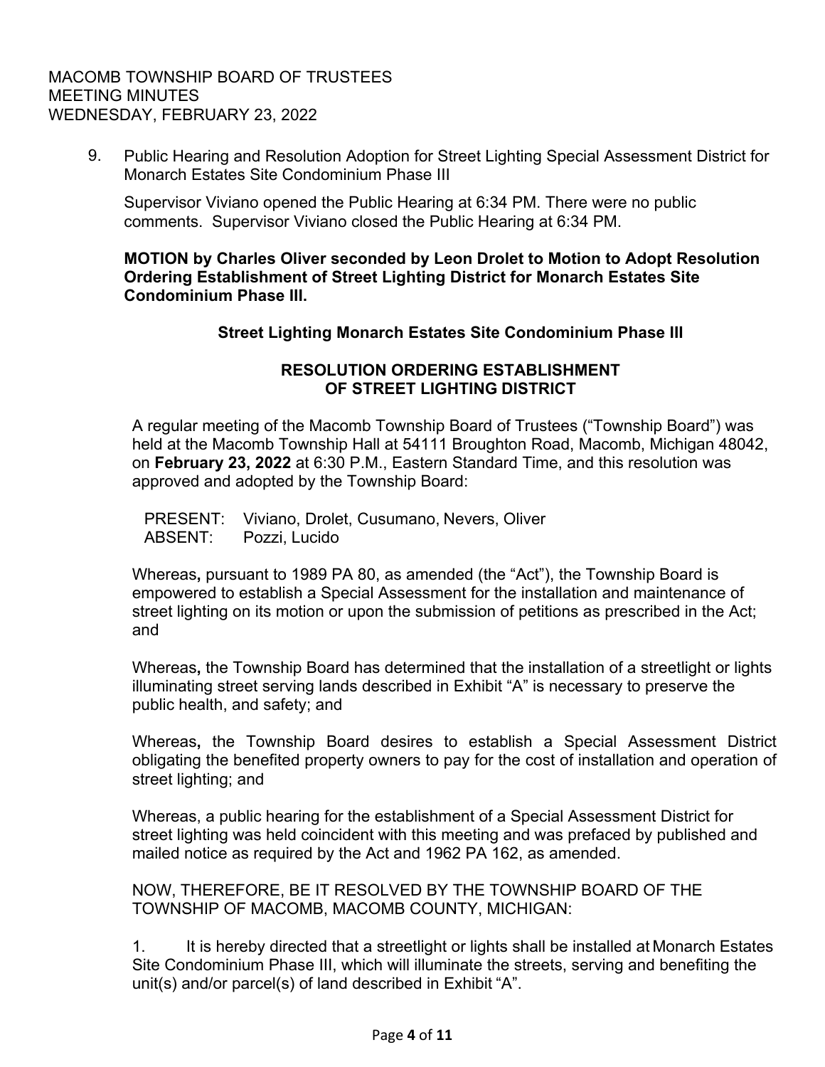9. Public Hearing and Resolution Adoption for Street Lighting Special Assessment District for Monarch Estates Site Condominium Phase III

Supervisor Viviano opened the Public Hearing at 6:34 PM. There were no public comments. Supervisor Viviano closed the Public Hearing at 6:34 PM.

**MOTION by Charles Oliver seconded by Leon Drolet to Motion to Adopt Resolution Ordering Establishment of Street Lighting District for Monarch Estates Site Condominium Phase III.**

**Street Lighting Monarch Estates Site Condominium Phase III**

**RESOLUTION ORDERING ESTABLISHMENT OF STREET LIGHTING DISTRICT**

A regular meeting of the Macomb Township Board of Trustees ("Township Board") was held at the Macomb Township Hall at 54111 Broughton Road, Macomb, Michigan 48042, on **February 23, 2022** at 6:30 P.M., Eastern Standard Time, and this resolution was approved and adopted by the Township Board:

PRESENT: Viviano, Drolet, Cusumano, Nevers, Oliver
ABSENT: Pozzi, Lucido

Whereas**,** pursuant to 1989 PA 80, as amended (the "Act"), the Township Board is empowered to establish a Special Assessment for the installation and maintenance of street lighting on its motion or upon the submission of petitions as prescribed in the Act; and

Whereas**,** the Township Board has determined that the installation of a streetlight or lights illuminating street serving lands described in Exhibit "A" is necessary to preserve the public health, and safety; and

Whereas**,** the Township Board desires to establish a Special Assessment District obligating the benefited property owners to pay for the cost of installation and operation of street lighting; and

Whereas, a public hearing for the establishment of a Special Assessment District for street lighting was held coincident with this meeting and was prefaced by published and mailed notice as required by the Act and 1962 PA 162, as amended.

NOW, THEREFORE, BE IT RESOLVED BY THE TOWNSHIP BOARD OF THE TOWNSHIP OF MACOMB, MACOMB COUNTY, MICHIGAN:

1. It is hereby directed that a streetlight or lights shall be installed at Monarch Estates Site Condominium Phase III, which will illuminate the streets, serving and benefiting the unit(s) and/or parcel(s) of land described in Exhibit "A".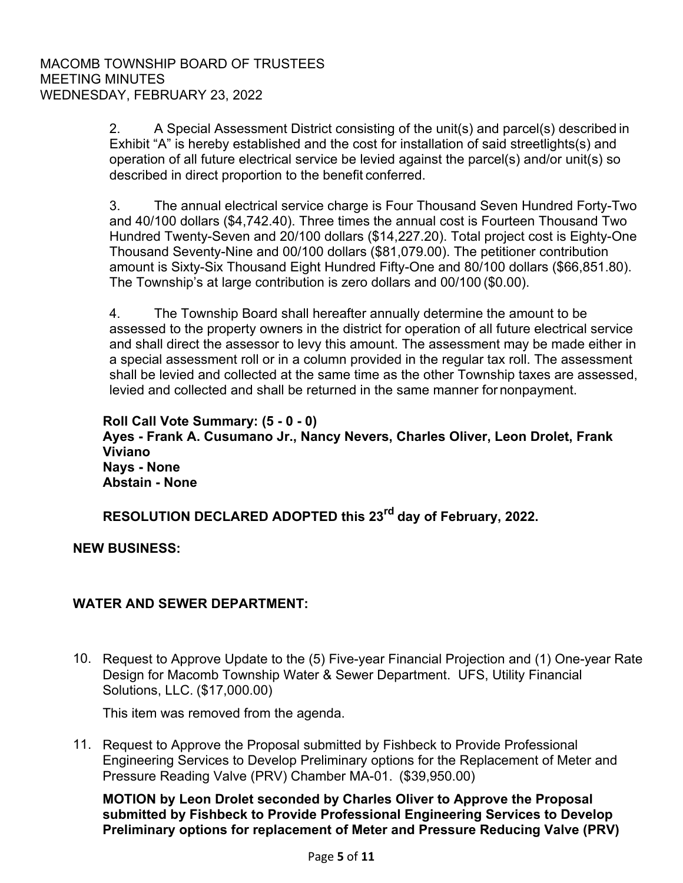2. A Special Assessment District consisting of the unit(s) and parcel(s) described in Exhibit "A" is hereby established and the cost for installation of said streetlights(s) and operation of all future electrical service be levied against the parcel(s) and/or unit(s) so described in direct proportion to the benefit conferred.

3. The annual electrical service charge is Four Thousand Seven Hundred Forty-Two and 40/100 dollars ($4,742.40). Three times the annual cost is Fourteen Thousand Two Hundred Twenty-Seven and 20/100 dollars ($14,227.20). Total project cost is Eighty-One Thousand Seventy-Nine and 00/100 dollars ($81,079.00). The petitioner contribution amount is Sixty-Six Thousand Eight Hundred Fifty-One and 80/100 dollars ($66,851.80). The Township's at large contribution is zero dollars and 00/100 ($0.00).

4. The Township Board shall hereafter annually determine the amount to be assessed to the property owners in the district for operation of all future electrical service and shall direct the assessor to levy this amount. The assessment may be made either in a special assessment roll or in a column provided in the regular tax roll. The assessment shall be levied and collected at the same time as the other Township taxes are assessed, levied and collected and shall be returned in the same manner for nonpayment.

**Roll Call Vote Summary: (5 - 0 - 0)**
**Ayes - Frank A. Cusumano Jr., Nancy Nevers, Charles Oliver, Leon Drolet, Frank Viviano**
**Nays - None**
**Abstain - None**

**RESOLUTION DECLARED ADOPTED this 23rd day of February, 2022.**

**NEW BUSINESS:**

**WATER AND SEWER DEPARTMENT:**

10. Request to Approve Update to the (5) Five-year Financial Projection and (1) One-year Rate Design for Macomb Township Water & Sewer Department. UFS, Utility Financial Solutions, LLC. ($17,000.00)

    This item was removed from the agenda.

11. Request to Approve the Proposal submitted by Fishbeck to Provide Professional Engineering Services to Develop Preliminary options for the Replacement of Meter and Pressure Reading Valve (PRV) Chamber MA-01. ($39,950.00)

    **MOTION by Leon Drolet seconded by Charles Oliver to Approve the Proposal submitted by Fishbeck to Provide Professional Engineering Services to Develop Preliminary options for replacement of Meter and Pressure Reducing Valve (PRV)**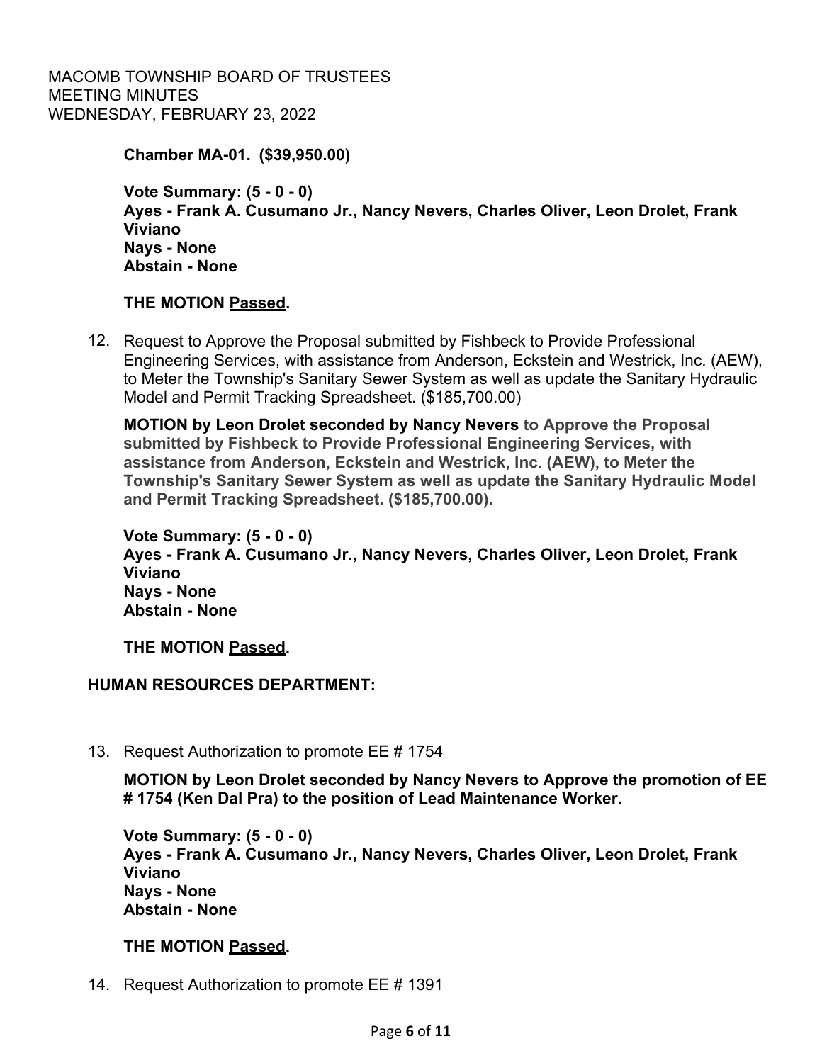**Chamber MA-01. ($39,950.00)**

**Vote Summary: (5 - 0 - 0)**
**Ayes - Frank A. Cusumano Jr., Nancy Nevers, Charles Oliver, Leon Drolet, Frank Viviano**
**Nays - None**
**Abstain - None**

**THE MOTION Passed.**

12. Request to Approve the Proposal submitted by Fishbeck to Provide Professional Engineering Services, with assistance from Anderson, Eckstein and Westrick, Inc. (AEW), to Meter the Township's Sanitary Sewer System as well as update the Sanitary Hydraulic Model and Permit Tracking Spreadsheet. ($185,700.00)

    **MOTION by Leon Drolet seconded by Nancy Nevers to Approve the Proposal submitted by Fishbeck to Provide Professional Engineering Services, with assistance from Anderson, Eckstein and Westrick, Inc. (AEW), to Meter the Township's Sanitary Sewer System as well as update the Sanitary Hydraulic Model and Permit Tracking Spreadsheet. ($185,700.00).**

    **Vote Summary: (5 - 0 - 0)**
    **Ayes - Frank A. Cusumano Jr., Nancy Nevers, Charles Oliver, Leon Drolet, Frank Viviano**
    **Nays - None**
    **Abstain - None**

    **THE MOTION Passed.**

### HUMAN RESOURCES DEPARTMENT:

13. Request Authorization to promote EE # 1754

    **MOTION by Leon Drolet seconded by Nancy Nevers to Approve the promotion of EE # 1754 (Ken Dal Pra) to the position of Lead Maintenance Worker.**

    **Vote Summary: (5 - 0 - 0)**
    **Ayes - Frank A. Cusumano Jr., Nancy Nevers, Charles Oliver, Leon Drolet, Frank Viviano**
    **Nays - None**
    **Abstain - None**

    **THE MOTION Passed.**

14. Request Authorization to promote EE # 1391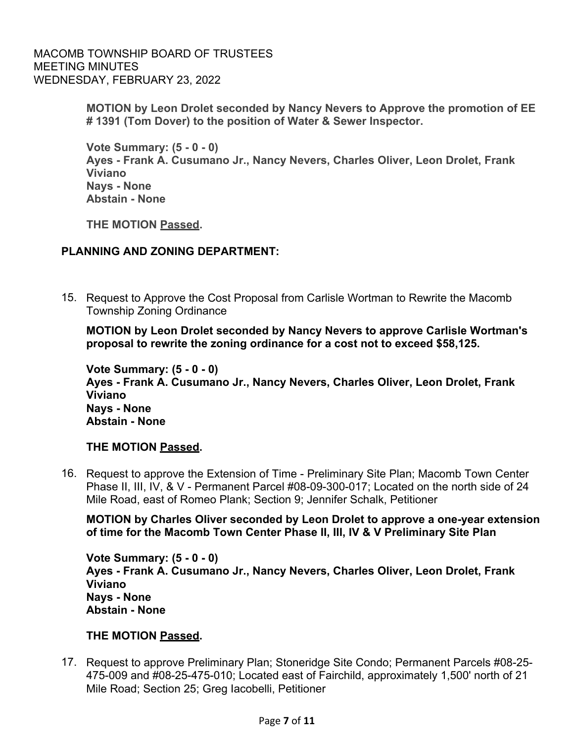**MOTION by Leon Drolet seconded by Nancy Nevers to Approve the promotion of EE # 1391 (Tom Dover) to the position of Water & Sewer Inspector.**

**Vote Summary: (5 - 0 - 0)**
**Ayes - Frank A. Cusumano Jr., Nancy Nevers, Charles Oliver, Leon Drolet, Frank Viviano**
**Nays - None**
**Abstain - None**

**THE MOTION Passed.**

## PLANNING AND ZONING DEPARTMENT:

15. Request to Approve the Cost Proposal from Carlisle Wortman to Rewrite the Macomb Township Zoning Ordinance

**MOTION by Leon Drolet seconded by Nancy Nevers to approve Carlisle Wortman's proposal to rewrite the zoning ordinance for a cost not to exceed $58,125.**

**Vote Summary: (5 - 0 - 0)**
**Ayes - Frank A. Cusumano Jr., Nancy Nevers, Charles Oliver, Leon Drolet, Frank Viviano**
**Nays - None**
**Abstain - None**

**THE MOTION Passed.**

16. Request to approve the Extension of Time - Preliminary Site Plan; Macomb Town Center Phase II, III, IV, & V - Permanent Parcel #08-09-300-017; Located on the north side of 24 Mile Road, east of Romeo Plank; Section 9; Jennifer Schalk, Petitioner

**MOTION by Charles Oliver seconded by Leon Drolet to approve a one-year extension of time for the Macomb Town Center Phase II, III, IV & V Preliminary Site Plan**

**Vote Summary: (5 - 0 - 0)**
**Ayes - Frank A. Cusumano Jr., Nancy Nevers, Charles Oliver, Leon Drolet, Frank Viviano**
**Nays - None**
**Abstain - None**

**THE MOTION Passed.**

17. Request to approve Preliminary Plan; Stoneridge Site Condo; Permanent Parcels #08-25-475-009 and #08-25-475-010; Located east of Fairchild, approximately 1,500' north of 21 Mile Road; Section 25; Greg Iacobelli, Petitioner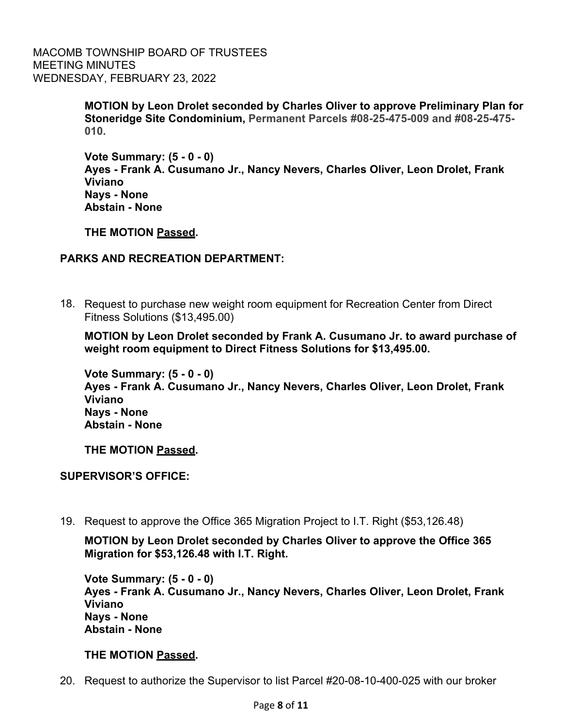**MOTION by Leon Drolet seconded by Charles Oliver to approve Preliminary Plan for Stoneridge Site Condominium, Permanent Parcels #08-25-475-009 and #08-25-475-010.**

**Vote Summary: (5 - 0 - 0)**
**Ayes - Frank A. Cusumano Jr., Nancy Nevers, Charles Oliver, Leon Drolet, Frank Viviano**
**Nays - None**
**Abstain - None**

**THE MOTION Passed.**

**PARKS AND RECREATION DEPARTMENT:**

18. Request to purchase new weight room equipment for Recreation Center from Direct Fitness Solutions ($13,495.00)

**MOTION by Leon Drolet seconded by Frank A. Cusumano Jr. to award purchase of weight room equipment to Direct Fitness Solutions for $13,495.00.**

**Vote Summary: (5 - 0 - 0)**
**Ayes - Frank A. Cusumano Jr., Nancy Nevers, Charles Oliver, Leon Drolet, Frank Viviano**
**Nays - None**
**Abstain - None**

**THE MOTION Passed.**

**SUPERVISOR'S OFFICE:**

19. Request to approve the Office 365 Migration Project to I.T. Right ($53,126.48)

**MOTION by Leon Drolet seconded by Charles Oliver to approve the Office 365 Migration for $53,126.48 with I.T. Right.**

**Vote Summary: (5 - 0 - 0)**
**Ayes - Frank A. Cusumano Jr., Nancy Nevers, Charles Oliver, Leon Drolet, Frank Viviano**
**Nays - None**
**Abstain - None**

**THE MOTION Passed.**

20. Request to authorize the Supervisor to list Parcel #20-08-10-400-025 with our broker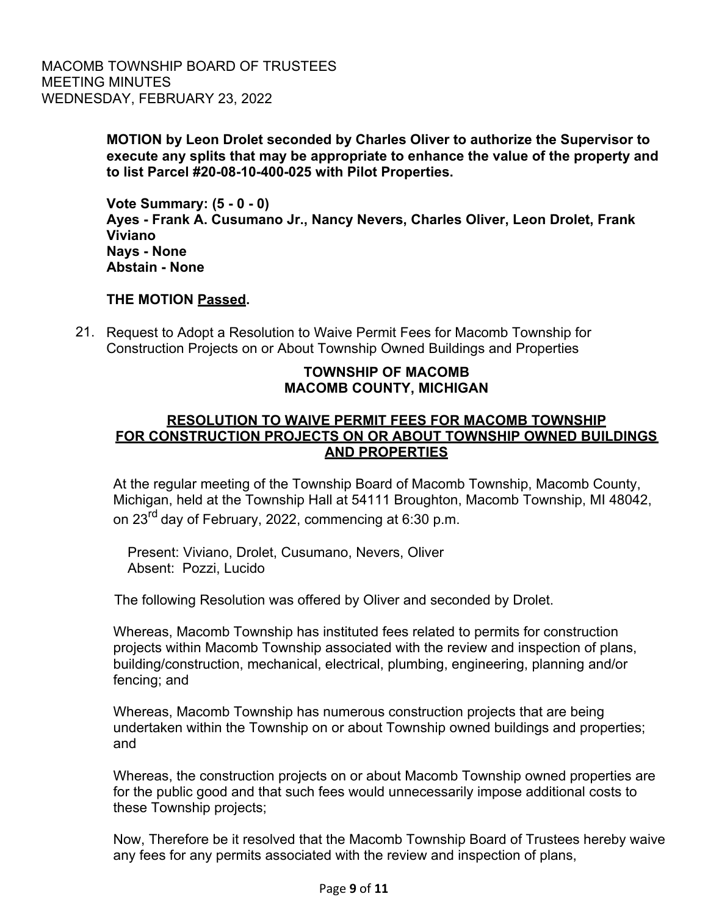**MOTION by Leon Drolet seconded by Charles Oliver to authorize the Supervisor to execute any splits that may be appropriate to enhance the value of the property and to list Parcel #20-08-10-400-025 with Pilot Properties.**

**Vote Summary: (5 - 0 - 0)**
**Ayes - Frank A. Cusumano Jr., Nancy Nevers, Charles Oliver, Leon Drolet, Frank Viviano**
**Nays - None**
**Abstain - None**

**THE MOTION Passed.**

21. Request to Adopt a Resolution to Waive Permit Fees for Macomb Township for Construction Projects on or About Township Owned Buildings and Properties

**TOWNSHIP OF MACOMB**
**MACOMB COUNTY, MICHIGAN**

**RESOLUTION TO WAIVE PERMIT FEES FOR MACOMB TOWNSHIP FOR CONSTRUCTION PROJECTS ON OR ABOUT TOWNSHIP OWNED BUILDINGS AND PROPERTIES**

At the regular meeting of the Township Board of Macomb Township, Macomb County, Michigan, held at the Township Hall at 54111 Broughton, Macomb Township, MI 48042, on 23rd day of February, 2022, commencing at 6:30 p.m.

Present: Viviano, Drolet, Cusumano, Nevers, Oliver
Absent: Pozzi, Lucido

The following Resolution was offered by Oliver and seconded by Drolet.

Whereas, Macomb Township has instituted fees related to permits for construction projects within Macomb Township associated with the review and inspection of plans, building/construction, mechanical, electrical, plumbing, engineering, planning and/or fencing; and

Whereas, Macomb Township has numerous construction projects that are being undertaken within the Township on or about Township owned buildings and properties; and

Whereas, the construction projects on or about Macomb Township owned properties are for the public good and that such fees would unnecessarily impose additional costs to these Township projects;

Now, Therefore be it resolved that the Macomb Township Board of Trustees hereby waive any fees for any permits associated with the review and inspection of plans,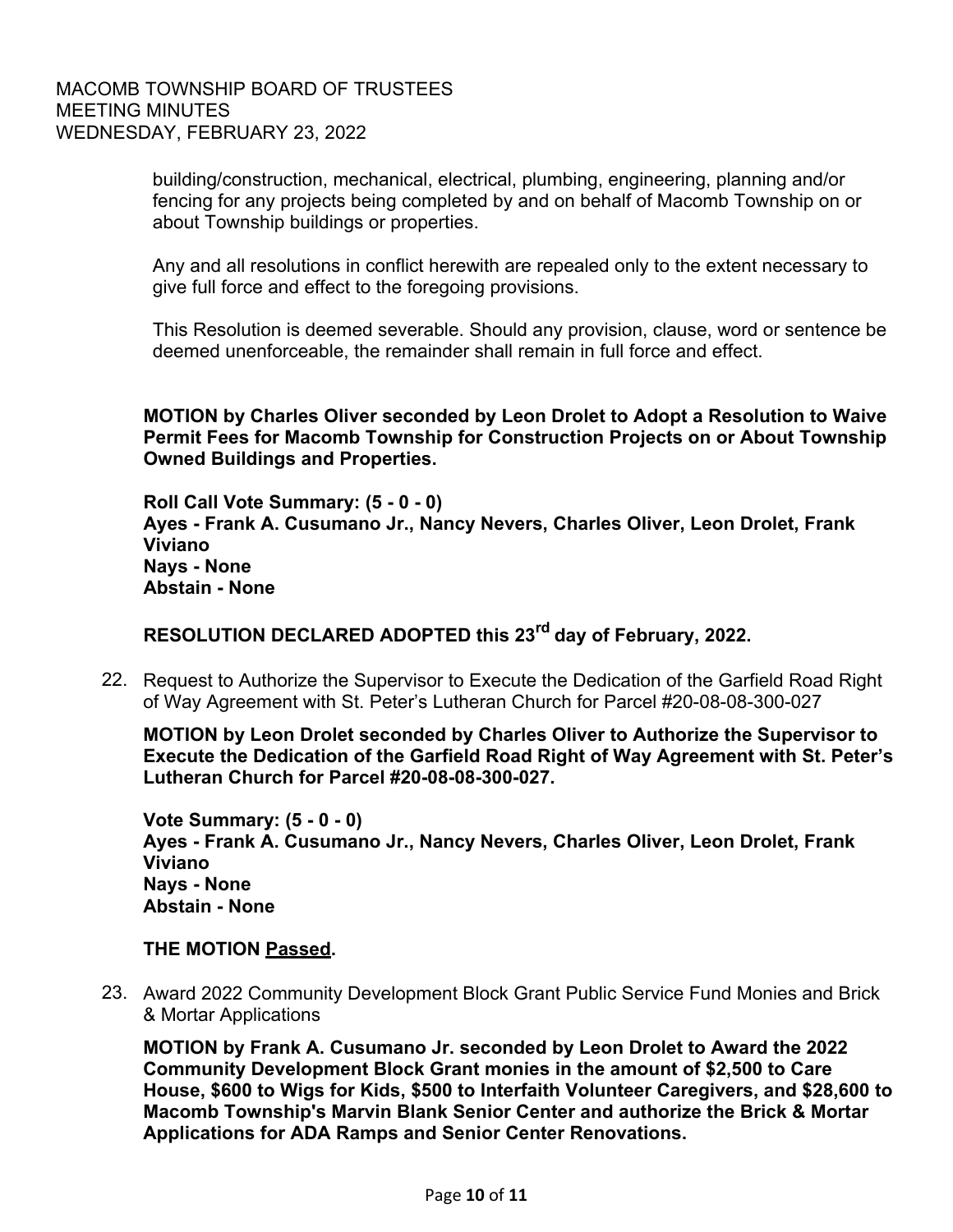building/construction, mechanical, electrical, plumbing, engineering, planning and/or fencing for any projects being completed by and on behalf of Macomb Township on or about Township buildings or properties.

Any and all resolutions in conflict herewith are repealed only to the extent necessary to give full force and effect to the foregoing provisions.

This Resolution is deemed severable. Should any provision, clause, word or sentence be deemed unenforceable, the remainder shall remain in full force and effect.

**MOTION by Charles Oliver seconded by Leon Drolet to Adopt a Resolution to Waive Permit Fees for Macomb Township for Construction Projects on or About Township Owned Buildings and Properties.**

**Roll Call Vote Summary: (5 - 0 - 0)**
**Ayes - Frank A. Cusumano Jr., Nancy Nevers, Charles Oliver, Leon Drolet, Frank Viviano**
**Nays - None**
**Abstain - None**

**RESOLUTION DECLARED ADOPTED this 23rd day of February, 2022.**

22. Request to Authorize the Supervisor to Execute the Dedication of the Garfield Road Right of Way Agreement with St. Peter's Lutheran Church for Parcel #20-08-08-300-027

**MOTION by Leon Drolet seconded by Charles Oliver to Authorize the Supervisor to Execute the Dedication of the Garfield Road Right of Way Agreement with St. Peter's Lutheran Church for Parcel #20-08-08-300-027.**

**Vote Summary: (5 - 0 - 0)**
**Ayes - Frank A. Cusumano Jr., Nancy Nevers, Charles Oliver, Leon Drolet, Frank Viviano**
**Nays - None**
**Abstain - None**

**THE MOTION Passed.**

23. Award 2022 Community Development Block Grant Public Service Fund Monies and Brick & Mortar Applications

**MOTION by Frank A. Cusumano Jr. seconded by Leon Drolet to Award the 2022 Community Development Block Grant monies in the amount of $2,500 to Care House, $600 to Wigs for Kids, $500 to Interfaith Volunteer Caregivers, and $28,600 to Macomb Township's Marvin Blank Senior Center and authorize the Brick & Mortar Applications for ADA Ramps and Senior Center Renovations.**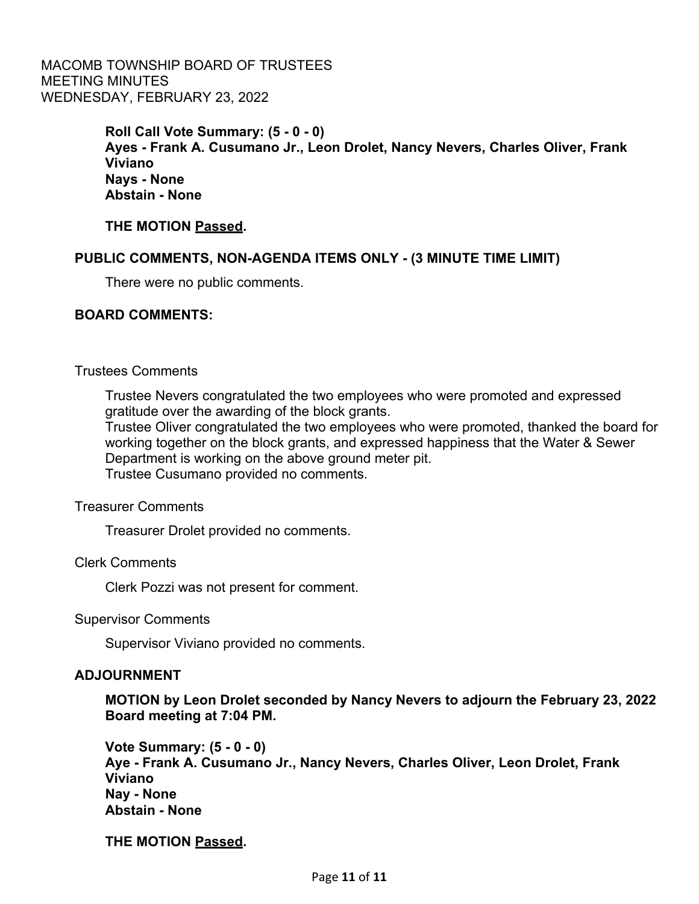**Roll Call Vote Summary: (5 - 0 - 0)**
**Ayes - Frank A. Cusumano Jr., Leon Drolet, Nancy Nevers, Charles Oliver, Frank Viviano**
**Nays - None**
**Abstain - None**

**THE MOTION Passed.**

## PUBLIC COMMENTS, NON-AGENDA ITEMS ONLY - (3 MINUTE TIME LIMIT)

There were no public comments.

## BOARD COMMENTS:

### Trustees Comments

Trustee Nevers congratulated the two employees who were promoted and expressed gratitude over the awarding of the block grants.
Trustee Oliver congratulated the two employees who were promoted, thanked the board for working together on the block grants, and expressed happiness that the Water & Sewer Department is working on the above ground meter pit.
Trustee Cusumano provided no comments.

### Treasurer Comments

Treasurer Drolet provided no comments.

### Clerk Comments

Clerk Pozzi was not present for comment.

### Supervisor Comments

Supervisor Viviano provided no comments.

## ADJOURNMENT

**MOTION by Leon Drolet seconded by Nancy Nevers to adjourn the February 23, 2022 Board meeting at 7:04 PM.**

**Vote Summary: (5 - 0 - 0)**
**Aye - Frank A. Cusumano Jr., Nancy Nevers, Charles Oliver, Leon Drolet, Frank Viviano**
**Nay - None**
**Abstain - None**

**THE MOTION Passed.**